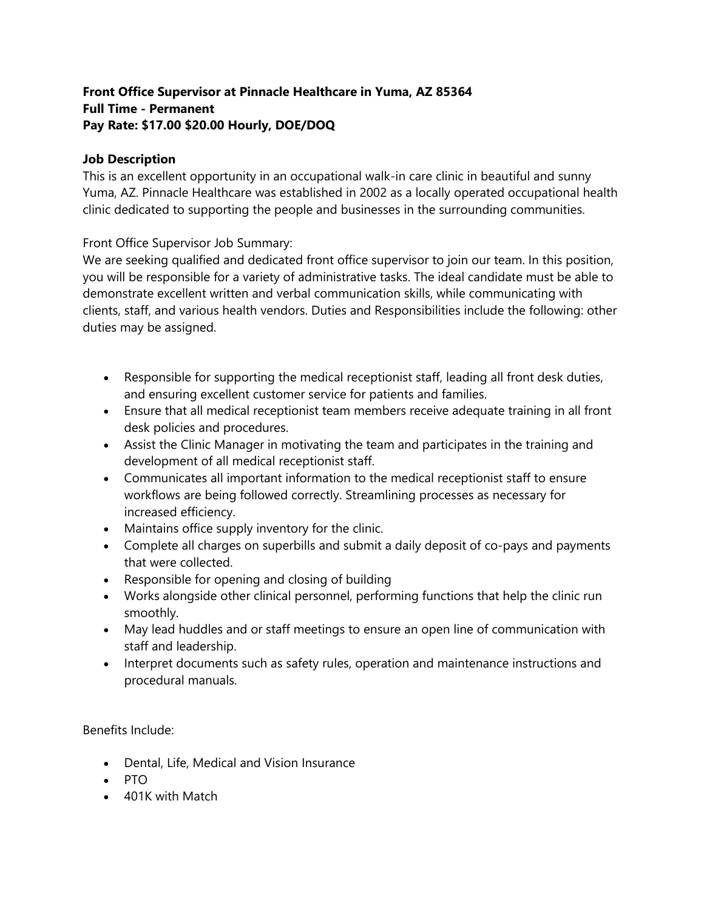**Front Office Supervisor at Pinnacle Healthcare in Yuma, AZ 85364**
**Full Time - Permanent**
**Pay Rate: $17.00 $20.00 Hourly, DOE/DOQ**

**Job Description**

This is an excellent opportunity in an occupational walk-in care clinic in beautiful and sunny Yuma, AZ. Pinnacle Healthcare was established in 2002 as a locally operated occupational health clinic dedicated to supporting the people and businesses in the surrounding communities.

Front Office Supervisor Job Summary:

We are seeking qualified and dedicated front office supervisor to join our team. In this position, you will be responsible for a variety of administrative tasks. The ideal candidate must be able to demonstrate excellent written and verbal communication skills, while communicating with clients, staff, and various health vendors. Duties and Responsibilities include the following: other duties may be assigned.

- Responsible for supporting the medical receptionist staff, leading all front desk duties, and ensuring excellent customer service for patients and families.
- Ensure that all medical receptionist team members receive adequate training in all front desk policies and procedures.
- Assist the Clinic Manager in motivating the team and participates in the training and development of all medical receptionist staff.
- Communicates all important information to the medical receptionist staff to ensure workflows are being followed correctly. Streamlining processes as necessary for increased efficiency.
- Maintains office supply inventory for the clinic.
- Complete all charges on superbills and submit a daily deposit of co-pays and payments that were collected.
- Responsible for opening and closing of building
- Works alongside other clinical personnel, performing functions that help the clinic run smoothly.
- May lead huddles and or staff meetings to ensure an open line of communication with staff and leadership.
- Interpret documents such as safety rules, operation and maintenance instructions and procedural manuals.

Benefits Include:

- Dental, Life, Medical and Vision Insurance
- PTO
- 401K with Match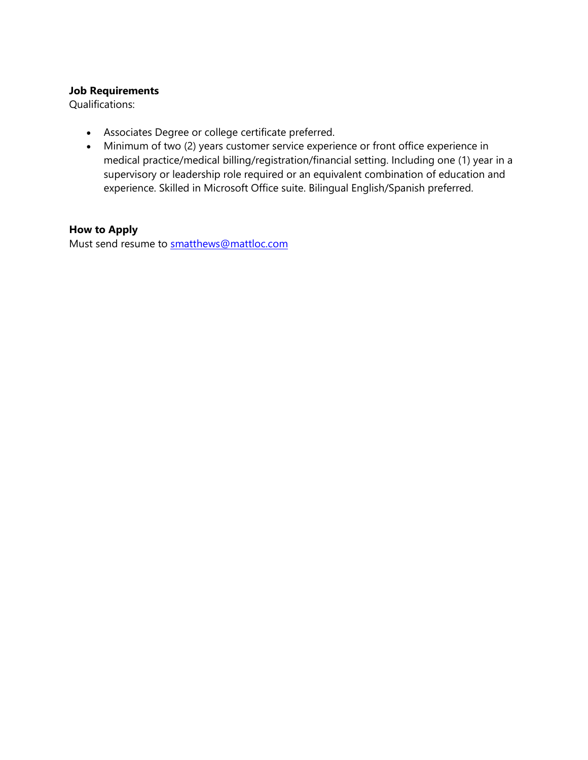**Job Requirements**
Qualifications:

- Associates Degree or college certificate preferred.
- Minimum of two (2) years customer service experience or front office experience in medical practice/medical billing/registration/financial setting. Including one (1) year in a supervisory or leadership role required or an equivalent combination of education and experience. Skilled in Microsoft Office suite. Bilingual English/Spanish preferred.

**How to Apply**
Must send resume to smatthews@mattloc.com